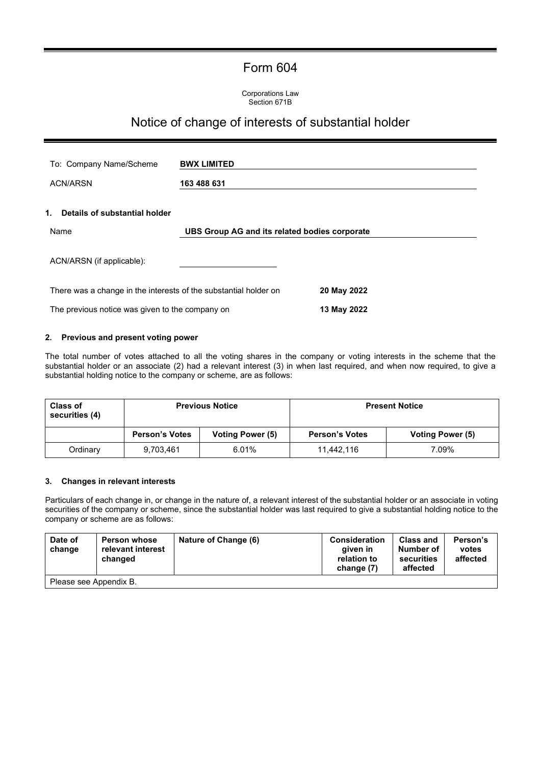# Form 604

Corporations Law
Section 671B

## Notice of change of interests of substantial holder

To: Company Name/Scheme **BWX LIMITED**

ACN/ARSN **163 488 631**

### 1. Details of substantial holder

Name **UBS Group AG and its related bodies corporate**

ACN/ARSN (if applicable):

There was a change in the interests of the substantial holder on **20 May 2022**

The previous notice was given to the company on **13 May 2022**

### 2. Previous and present voting power

The total number of votes attached to all the voting shares in the company or voting interests in the scheme that the substantial holder or an associate (2) had a relevant interest (3) in when last required, and when now required, to give a substantial holding notice to the company or scheme, are as follows:

| Class of securities (4) | Previous Notice | | Present Notice | |
|---|---|---|---|---|
| | Person's Votes | Voting Power (5) | Person's Votes | Voting Power (5) |
| Ordinary | 9,703,461 | 6.01% | 11,442,116 | 7.09% |

### 3. Changes in relevant interests

Particulars of each change in, or change in the nature of, a relevant interest of the substantial holder or an associate in voting securities of the company or scheme, since the substantial holder was last required to give a substantial holding notice to the company or scheme are as follows:

| Date of change | Person whose relevant interest changed | Nature of Change (6) | Consideration given in relation to change (7) | Class and Number of securities affected | Person's votes affected |
|---|---|---|---|---|---|
| Please see Appendix B. | | | | | |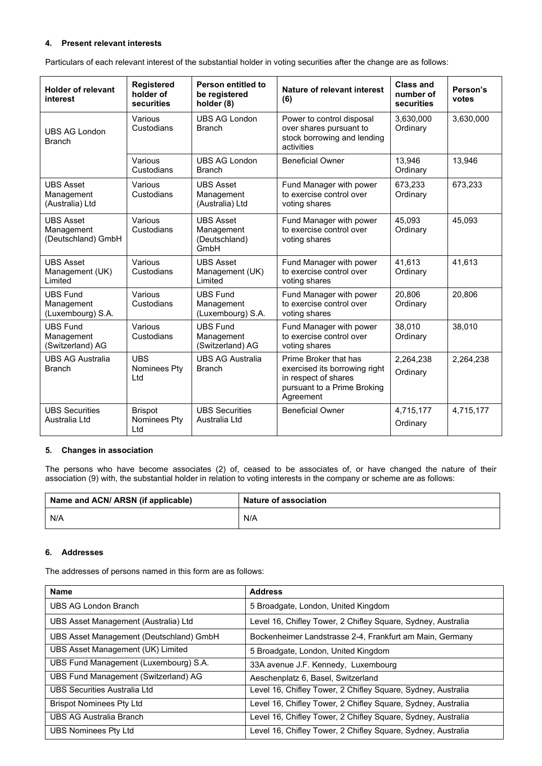### 4. Present relevant interests

Particulars of each relevant interest of the substantial holder in voting securities after the change are as follows:

| Holder of relevant interest | Registered holder of securities | Person entitled to be registered holder (8) | Nature of relevant interest (6) | Class and number of securities | Person's votes |
|---|---|---|---|---|---|
| UBS AG London Branch | Various Custodians | UBS AG London Branch | Power to control disposal over shares pursuant to stock borrowing and lending activities | 3,630,000 Ordinary | 3,630,000 |
| | Various Custodians | UBS AG London Branch | Beneficial Owner | 13,946 Ordinary | 13,946 |
| UBS Asset Management (Australia) Ltd | Various Custodians | UBS Asset Management (Australia) Ltd | Fund Manager with power to exercise control over voting shares | 673,233 Ordinary | 673,233 |
| UBS Asset Management (Deutschland) GmbH | Various Custodians | UBS Asset Management (Deutschland) GmbH | Fund Manager with power to exercise control over voting shares | 45,093 Ordinary | 45,093 |
| UBS Asset Management (UK) Limited | Various Custodians | UBS Asset Management (UK) Limited | Fund Manager with power to exercise control over voting shares | 41,613 Ordinary | 41,613 |
| UBS Fund Management (Luxembourg) S.A. | Various Custodians | UBS Fund Management (Luxembourg) S.A. | Fund Manager with power to exercise control over voting shares | 20,806 Ordinary | 20,806 |
| UBS Fund Management (Switzerland) AG | Various Custodians | UBS Fund Management (Switzerland) AG | Fund Manager with power to exercise control over voting shares | 38,010 Ordinary | 38,010 |
| UBS AG Australia Branch | UBS Nominees Pty Ltd | UBS AG Australia Branch | Prime Broker that has exercised its borrowing right in respect of shares pursuant to a Prime Broking Agreement | 2,264,238 Ordinary | 2,264,238 |
| UBS Securities Australia Ltd | Brispot Nominees Pty Ltd | UBS Securities Australia Ltd | Beneficial Owner | 4,715,177 Ordinary | 4,715,177 |

### 5. Changes in association

The persons who have become associates (2) of, ceased to be associates of, or have changed the nature of their association (9) with, the substantial holder in relation to voting interests in the company or scheme are as follows:

| Name and ACN/ ARSN (if applicable) | Nature of association |
|---|---|
| N/A | N/A |

### 6. Addresses

The addresses of persons named in this form are as follows:

| Name | Address |
|---|---|
| UBS AG London Branch | 5 Broadgate, London, United Kingdom |
| UBS Asset Management (Australia) Ltd | Level 16, Chifley Tower, 2 Chifley Square, Sydney, Australia |
| UBS Asset Management (Deutschland) GmbH | Bockenheimer Landstrasse 2-4, Frankfurt am Main, Germany |
| UBS Asset Management (UK) Limited | 5 Broadgate, London, United Kingdom |
| UBS Fund Management (Luxembourg) S.A. | 33A avenue J.F. Kennedy, Luxembourg |
| UBS Fund Management (Switzerland) AG | Aeschenplatz 6, Basel, Switzerland |
| UBS Securities Australia Ltd | Level 16, Chifley Tower, 2 Chifley Square, Sydney, Australia |
| Brispot Nominees Pty Ltd | Level 16, Chifley Tower, 2 Chifley Square, Sydney, Australia |
| UBS AG Australia Branch | Level 16, Chifley Tower, 2 Chifley Square, Sydney, Australia |
| UBS Nominees Pty Ltd | Level 16, Chifley Tower, 2 Chifley Square, Sydney, Australia |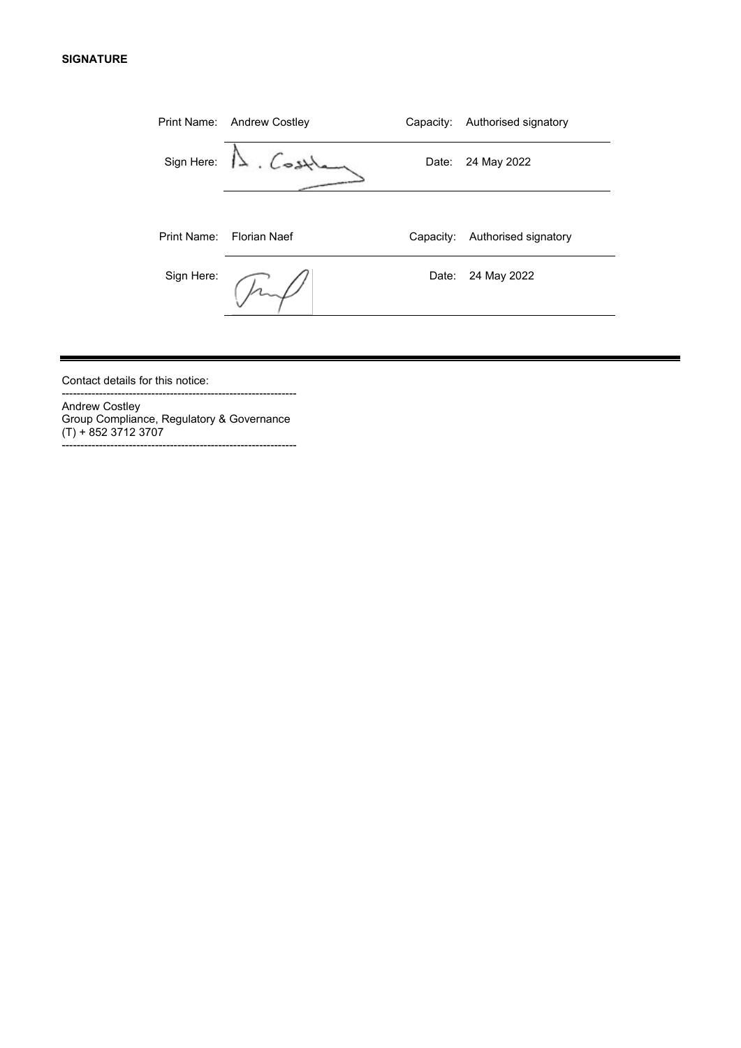**SIGNATURE**

| | | | |
|---|---|---|---|
| Print Name: | Andrew Costley | Capacity: | Authorised signatory |
| Sign Here: | | Date: | 24 May 2022 |
| Print Name: | Florian Naef | Capacity: | Authorised signatory |
| Sign Here: | | Date: | 24 May 2022 |

---

Contact details for this notice:

---------------------------------------------------------------

Andrew Costley  
Group Compliance, Regulatory & Governance  
(T) + 852 3712 3707

---------------------------------------------------------------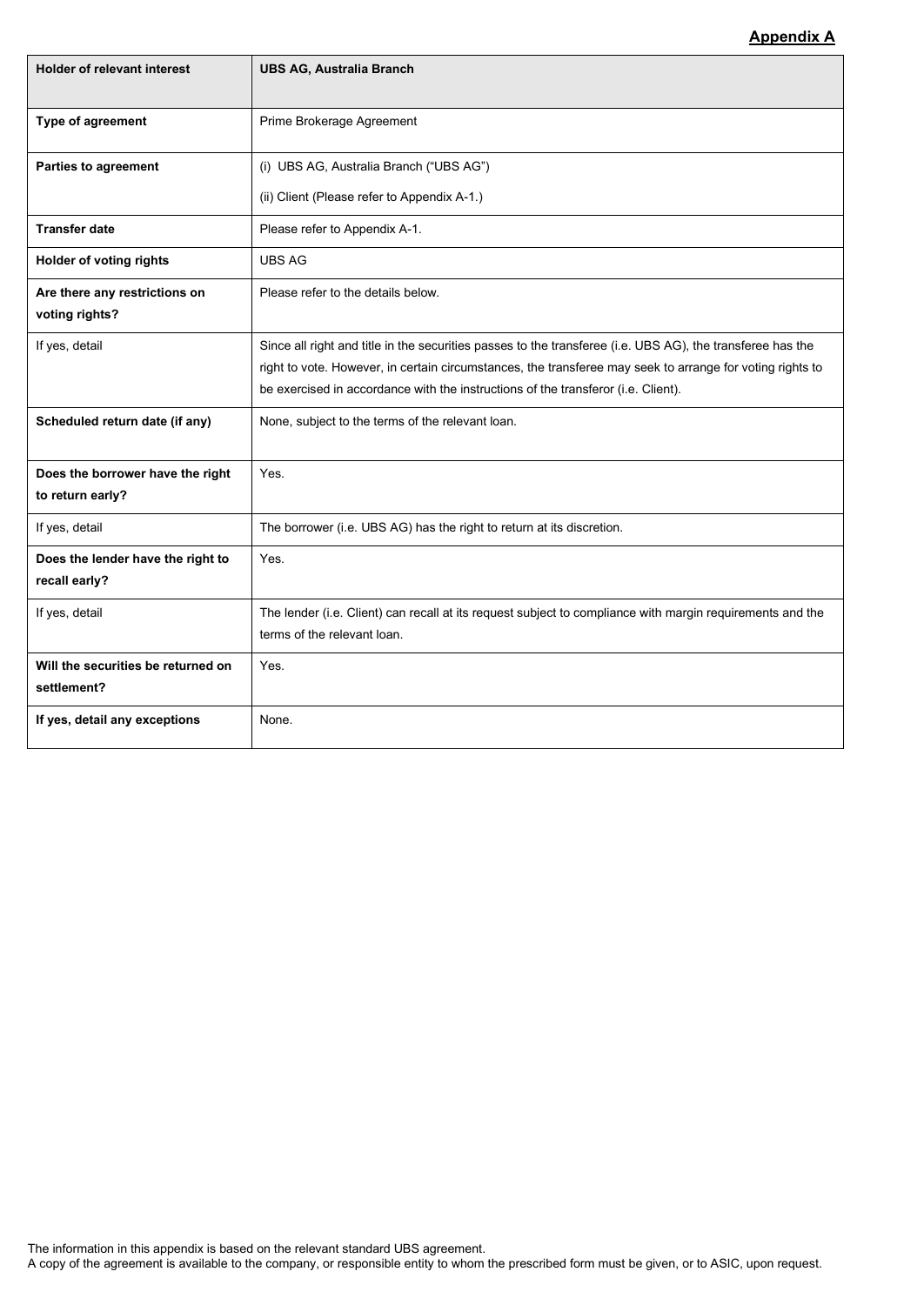## Appendix A

| Holder of relevant interest | UBS AG, Australia Branch |
| --- | --- |
| Type of agreement | Prime Brokerage Agreement |
| Parties to agreement | (i) UBS AG, Australia Branch ("UBS AG")<br>(ii) Client (Please refer to Appendix A-1.) |
| Transfer date | Please refer to Appendix A-1. |
| Holder of voting rights | UBS AG |
| Are there any restrictions on voting rights? | Please refer to the details below. |
| If yes, detail | Since all right and title in the securities passes to the transferee (i.e. UBS AG), the transferee has the right to vote. However, in certain circumstances, the transferee may seek to arrange for voting rights to be exercised in accordance with the instructions of the transferor (i.e. Client). |
| Scheduled return date (if any) | None, subject to the terms of the relevant loan. |
| Does the borrower have the right to return early? | Yes. |
| If yes, detail | The borrower (i.e. UBS AG) has the right to return at its discretion. |
| Does the lender have the right to recall early? | Yes. |
| If yes, detail | The lender (i.e. Client) can recall at its request subject to compliance with margin requirements and the terms of the relevant loan. |
| Will the securities be returned on settlement? | Yes. |
| If yes, detail any exceptions | None. |

The information in this appendix is based on the relevant standard UBS agreement.
A copy of the agreement is available to the company, or responsible entity to whom the prescribed form must be given, or to ASIC, upon request.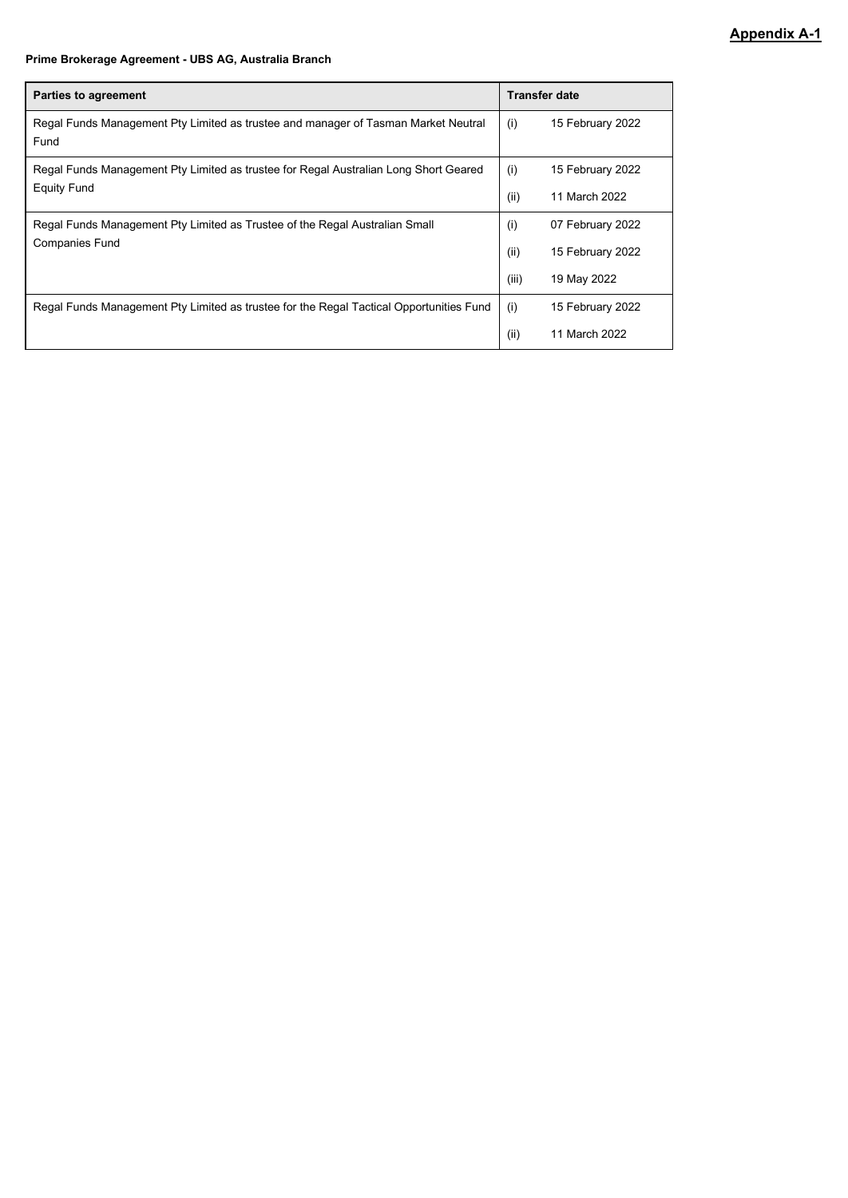**Appendix A-1**

**Prime Brokerage Agreement - UBS AG, Australia Branch**

| Parties to agreement | Transfer date |
|---|---|
| Regal Funds Management Pty Limited as trustee and manager of Tasman Market Neutral Fund | (i) 15 February 2022 |
| Regal Funds Management Pty Limited as trustee for Regal Australian Long Short Geared Equity Fund | (i) 15 February 2022<br>(ii) 11 March 2022 |
| Regal Funds Management Pty Limited as Trustee of the Regal Australian Small Companies Fund | (i) 07 February 2022<br>(ii) 15 February 2022<br>(iii) 19 May 2022 |
| Regal Funds Management Pty Limited as trustee for the Regal Tactical Opportunities Fund | (i) 15 February 2022<br>(ii) 11 March 2022 |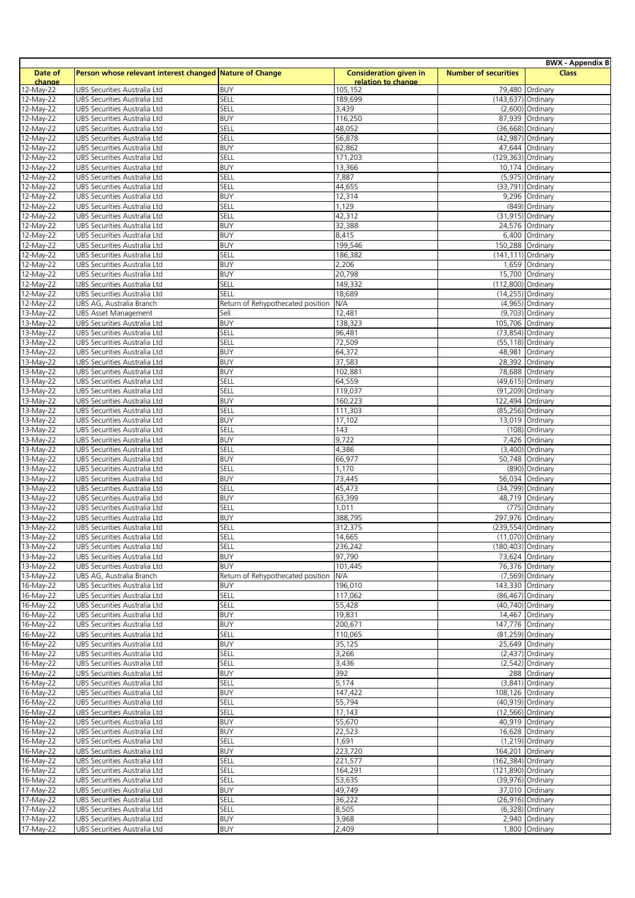BWX - Appendix B

| Date of change | Person whose relevant interest changed | Nature of Change | Consideration given in relation to change | Number of securities | Class |
|---|---|---|---|---|---|
| 12-May-22 | UBS Securities Australia Ltd | BUY | 105,152 | 79,480 | Ordinary |
| 12-May-22 | UBS Securities Australia Ltd | SELL | 189,699 | (143,637) | Ordinary |
| 12-May-22 | UBS Securities Australia Ltd | SELL | 3,439 | (2,600) | Ordinary |
| 12-May-22 | UBS Securities Australia Ltd | BUY | 116,250 | 87,939 | Ordinary |
| 12-May-22 | UBS Securities Australia Ltd | SELL | 48,052 | (36,668) | Ordinary |
| 12-May-22 | UBS Securities Australia Ltd | SELL | 56,878 | (42,987) | Ordinary |
| 12-May-22 | UBS Securities Australia Ltd | BUY | 62,862 | 47,644 | Ordinary |
| 12-May-22 | UBS Securities Australia Ltd | SELL | 171,203 | (129,363) | Ordinary |
| 12-May-22 | UBS Securities Australia Ltd | BUY | 13,366 | 10,174 | Ordinary |
| 12-May-22 | UBS Securities Australia Ltd | SELL | 7,887 | (5,975) | Ordinary |
| 12-May-22 | UBS Securities Australia Ltd | SELL | 44,655 | (33,791) | Ordinary |
| 12-May-22 | UBS Securities Australia Ltd | BUY | 12,314 | 9,296 | Ordinary |
| 12-May-22 | UBS Securities Australia Ltd | SELL | 1,129 | (849) | Ordinary |
| 12-May-22 | UBS Securities Australia Ltd | SELL | 42,312 | (31,915) | Ordinary |
| 12-May-22 | UBS Securities Australia Ltd | BUY | 32,388 | 24,576 | Ordinary |
| 12-May-22 | UBS Securities Australia Ltd | BUY | 8,415 | 6,400 | Ordinary |
| 12-May-22 | UBS Securities Australia Ltd | BUY | 199,546 | 150,288 | Ordinary |
| 12-May-22 | UBS Securities Australia Ltd | SELL | 186,382 | (141,111) | Ordinary |
| 12-May-22 | UBS Securities Australia Ltd | BUY | 2,206 | 1,659 | Ordinary |
| 12-May-22 | UBS Securities Australia Ltd | BUY | 20,798 | 15,700 | Ordinary |
| 12-May-22 | UBS Securities Australia Ltd | SELL | 149,332 | (112,800) | Ordinary |
| 12-May-22 | UBS Securities Australia Ltd | SELL | 18,689 | (14,255) | Ordinary |
| 12-May-22 | UBS AG, Australia Branch | Return of Rehypothecated position | N/A | (4,965) | Ordinary |
| 13-May-22 | UBS Asset Management | Sell | 12,481 | (9,703) | Ordinary |
| 13-May-22 | UBS Securities Australia Ltd | BUY | 138,323 | 105,706 | Ordinary |
| 13-May-22 | UBS Securities Australia Ltd | SELL | 96,481 | (73,854) | Ordinary |
| 13-May-22 | UBS Securities Australia Ltd | SELL | 72,509 | (55,118) | Ordinary |
| 13-May-22 | UBS Securities Australia Ltd | BUY | 64,372 | 48,981 | Ordinary |
| 13-May-22 | UBS Securities Australia Ltd | BUY | 37,583 | 28,392 | Ordinary |
| 13-May-22 | UBS Securities Australia Ltd | BUY | 102,881 | 78,688 | Ordinary |
| 13-May-22 | UBS Securities Australia Ltd | SELL | 64,559 | (49,615) | Ordinary |
| 13-May-22 | UBS Securities Australia Ltd | SELL | 119,037 | (91,209) | Ordinary |
| 13-May-22 | UBS Securities Australia Ltd | BUY | 160,223 | 122,494 | Ordinary |
| 13-May-22 | UBS Securities Australia Ltd | SELL | 111,303 | (85,256) | Ordinary |
| 13-May-22 | UBS Securities Australia Ltd | BUY | 17,102 | 13,019 | Ordinary |
| 13-May-22 | UBS Securities Australia Ltd | SELL | 143 | (108) | Ordinary |
| 13-May-22 | UBS Securities Australia Ltd | BUY | 9,722 | 7,426 | Ordinary |
| 13-May-22 | UBS Securities Australia Ltd | SELL | 4,386 | (3,400) | Ordinary |
| 13-May-22 | UBS Securities Australia Ltd | BUY | 66,977 | 50,748 | Ordinary |
| 13-May-22 | UBS Securities Australia Ltd | SELL | 1,170 | (890) | Ordinary |
| 13-May-22 | UBS Securities Australia Ltd | BUY | 73,445 | 56,034 | Ordinary |
| 13-May-22 | UBS Securities Australia Ltd | SELL | 45,473 | (34,799) | Ordinary |
| 13-May-22 | UBS Securities Australia Ltd | BUY | 63,399 | 48,719 | Ordinary |
| 13-May-22 | UBS Securities Australia Ltd | SELL | 1,011 | (775) | Ordinary |
| 13-May-22 | UBS Securities Australia Ltd | BUY | 388,795 | 297,976 | Ordinary |
| 13-May-22 | UBS Securities Australia Ltd | SELL | 312,375 | (239,554) | Ordinary |
| 13-May-22 | UBS Securities Australia Ltd | SELL | 14,665 | (11,070) | Ordinary |
| 13-May-22 | UBS Securities Australia Ltd | SELL | 236,242 | (180,403) | Ordinary |
| 13-May-22 | UBS Securities Australia Ltd | BUY | 97,790 | 73,624 | Ordinary |
| 13-May-22 | UBS Securities Australia Ltd | BUY | 101,445 | 76,376 | Ordinary |
| 13-May-22 | UBS AG, Australia Branch | Return of Rehypothecated position | N/A | (7,569) | Ordinary |
| 16-May-22 | UBS Securities Australia Ltd | BUY | 196,010 | 143,330 | Ordinary |
| 16-May-22 | UBS Securities Australia Ltd | SELL | 117,062 | (86,467) | Ordinary |
| 16-May-22 | UBS Securities Australia Ltd | SELL | 55,428 | (40,740) | Ordinary |
| 16-May-22 | UBS Securities Australia Ltd | BUY | 19,831 | 14,467 | Ordinary |
| 16-May-22 | UBS Securities Australia Ltd | BUY | 200,671 | 147,776 | Ordinary |
| 16-May-22 | UBS Securities Australia Ltd | SELL | 110,065 | (81,259) | Ordinary |
| 16-May-22 | UBS Securities Australia Ltd | BUY | 35,125 | 25,649 | Ordinary |
| 16-May-22 | UBS Securities Australia Ltd | SELL | 3,266 | (2,437) | Ordinary |
| 16-May-22 | UBS Securities Australia Ltd | SELL | 3,436 | (2,542) | Ordinary |
| 16-May-22 | UBS Securities Australia Ltd | BUY | 392 | 288 | Ordinary |
| 16-May-22 | UBS Securities Australia Ltd | SELL | 5,174 | (3,841) | Ordinary |
| 16-May-22 | UBS Securities Australia Ltd | BUY | 147,422 | 108,126 | Ordinary |
| 16-May-22 | UBS Securities Australia Ltd | SELL | 55,794 | (40,919) | Ordinary |
| 16-May-22 | UBS Securities Australia Ltd | SELL | 17,143 | (12,566) | Ordinary |
| 16-May-22 | UBS Securities Australia Ltd | BUY | 55,670 | 40,919 | Ordinary |
| 16-May-22 | UBS Securities Australia Ltd | BUY | 22,523 | 16,628 | Ordinary |
| 16-May-22 | UBS Securities Australia Ltd | SELL | 1,691 | (1,219) | Ordinary |
| 16-May-22 | UBS Securities Australia Ltd | BUY | 223,720 | 164,201 | Ordinary |
| 16-May-22 | UBS Securities Australia Ltd | SELL | 221,577 | (162,384) | Ordinary |
| 16-May-22 | UBS Securities Australia Ltd | SELL | 164,291 | (121,890) | Ordinary |
| 16-May-22 | UBS Securities Australia Ltd | SELL | 53,635 | (39,976) | Ordinary |
| 17-May-22 | UBS Securities Australia Ltd | BUY | 49,749 | 37,010 | Ordinary |
| 17-May-22 | UBS Securities Australia Ltd | SELL | 36,222 | (26,916) | Ordinary |
| 17-May-22 | UBS Securities Australia Ltd | SELL | 8,505 | (6,328) | Ordinary |
| 17-May-22 | UBS Securities Australia Ltd | BUY | 3,968 | 2,940 | Ordinary |
| 17-May-22 | UBS Securities Australia Ltd | BUY | 2,409 | 1,800 | Ordinary |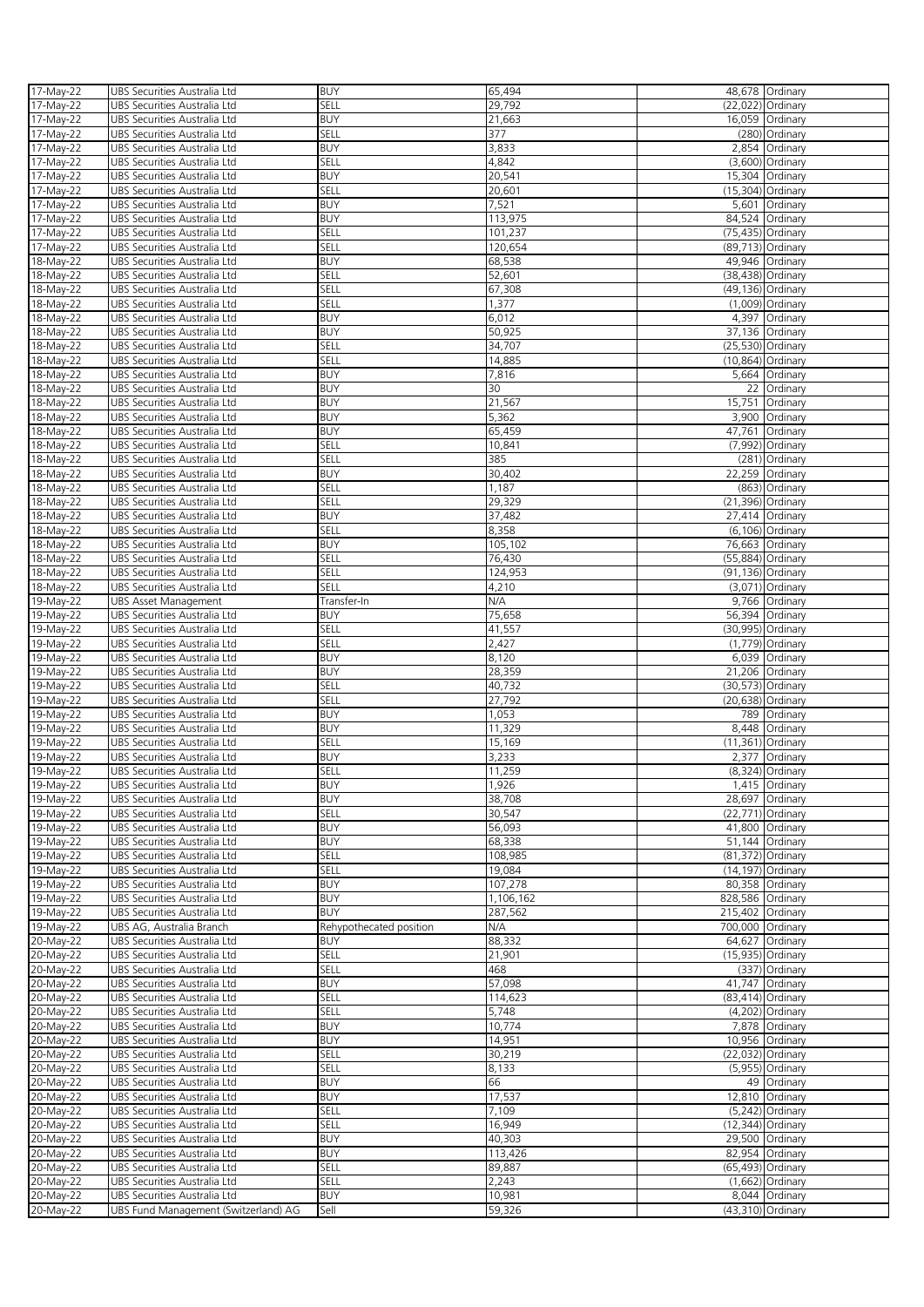| 17-May-22 | UBS Securities Australia Ltd | BUY | 65,494 | 48,678 | Ordinary |
|---|---|---|---|---|---|
| 17-May-22 | UBS Securities Australia Ltd | SELL | 29,792 | (22,022) | Ordinary |
| 17-May-22 | UBS Securities Australia Ltd | BUY | 21,663 | 16,059 | Ordinary |
| 17-May-22 | UBS Securities Australia Ltd | SELL | 377 | (280) | Ordinary |
| 17-May-22 | UBS Securities Australia Ltd | BUY | 3,833 | 2,854 | Ordinary |
| 17-May-22 | UBS Securities Australia Ltd | SELL | 4,842 | (3,600) | Ordinary |
| 17-May-22 | UBS Securities Australia Ltd | BUY | 20,541 | 15,304 | Ordinary |
| 17-May-22 | UBS Securities Australia Ltd | SELL | 20,601 | (15,304) | Ordinary |
| 17-May-22 | UBS Securities Australia Ltd | BUY | 7,521 | 5,601 | Ordinary |
| 17-May-22 | UBS Securities Australia Ltd | BUY | 113,975 | 84,524 | Ordinary |
| 17-May-22 | UBS Securities Australia Ltd | SELL | 101,237 | (75,435) | Ordinary |
| 17-May-22 | UBS Securities Australia Ltd | SELL | 120,654 | (89,713) | Ordinary |
| 18-May-22 | UBS Securities Australia Ltd | BUY | 68,538 | 49,946 | Ordinary |
| 18-May-22 | UBS Securities Australia Ltd | SELL | 52,601 | (38,438) | Ordinary |
| 18-May-22 | UBS Securities Australia Ltd | SELL | 67,308 | (49,136) | Ordinary |
| 18-May-22 | UBS Securities Australia Ltd | SELL | 1,377 | (1,009) | Ordinary |
| 18-May-22 | UBS Securities Australia Ltd | BUY | 6,012 | 4,397 | Ordinary |
| 18-May-22 | UBS Securities Australia Ltd | BUY | 50,925 | 37,136 | Ordinary |
| 18-May-22 | UBS Securities Australia Ltd | SELL | 34,707 | (25,530) | Ordinary |
| 18-May-22 | UBS Securities Australia Ltd | SELL | 14,885 | (10,864) | Ordinary |
| 18-May-22 | UBS Securities Australia Ltd | BUY | 7,816 | 5,664 | Ordinary |
| 18-May-22 | UBS Securities Australia Ltd | BUY | 30 | 22 | Ordinary |
| 18-May-22 | UBS Securities Australia Ltd | BUY | 21,567 | 15,751 | Ordinary |
| 18-May-22 | UBS Securities Australia Ltd | BUY | 5,362 | 3,900 | Ordinary |
| 18-May-22 | UBS Securities Australia Ltd | BUY | 65,459 | 47,761 | Ordinary |
| 18-May-22 | UBS Securities Australia Ltd | SELL | 10,841 | (7,992) | Ordinary |
| 18-May-22 | UBS Securities Australia Ltd | SELL | 385 | (281) | Ordinary |
| 18-May-22 | UBS Securities Australia Ltd | BUY | 30,402 | 22,259 | Ordinary |
| 18-May-22 | UBS Securities Australia Ltd | SELL | 1,187 | (863) | Ordinary |
| 18-May-22 | UBS Securities Australia Ltd | SELL | 29,329 | (21,396) | Ordinary |
| 18-May-22 | UBS Securities Australia Ltd | BUY | 37,482 | 27,414 | Ordinary |
| 18-May-22 | UBS Securities Australia Ltd | SELL | 8,358 | (6,106) | Ordinary |
| 18-May-22 | UBS Securities Australia Ltd | BUY | 105,102 | 76,663 | Ordinary |
| 18-May-22 | UBS Securities Australia Ltd | SELL | 76,430 | (55,884) | Ordinary |
| 18-May-22 | UBS Securities Australia Ltd | SELL | 124,953 | (91,136) | Ordinary |
| 18-May-22 | UBS Securities Australia Ltd | SELL | 4,210 | (3,071) | Ordinary |
| 19-May-22 | UBS Asset Management | Transfer-In | N/A | 9,766 | Ordinary |
| 19-May-22 | UBS Securities Australia Ltd | BUY | 75,658 | 56,394 | Ordinary |
| 19-May-22 | UBS Securities Australia Ltd | SELL | 41,557 | (30,995) | Ordinary |
| 19-May-22 | UBS Securities Australia Ltd | SELL | 2,427 | (1,779) | Ordinary |
| 19-May-22 | UBS Securities Australia Ltd | BUY | 8,120 | 6,039 | Ordinary |
| 19-May-22 | UBS Securities Australia Ltd | BUY | 28,359 | 21,206 | Ordinary |
| 19-May-22 | UBS Securities Australia Ltd | SELL | 40,732 | (30,573) | Ordinary |
| 19-May-22 | UBS Securities Australia Ltd | SELL | 27,792 | (20,638) | Ordinary |
| 19-May-22 | UBS Securities Australia Ltd | BUY | 1,053 | 789 | Ordinary |
| 19-May-22 | UBS Securities Australia Ltd | BUY | 11,329 | 8,448 | Ordinary |
| 19-May-22 | UBS Securities Australia Ltd | SELL | 15,169 | (11,361) | Ordinary |
| 19-May-22 | UBS Securities Australia Ltd | BUY | 3,233 | 2,377 | Ordinary |
| 19-May-22 | UBS Securities Australia Ltd | SELL | 11,259 | (8,324) | Ordinary |
| 19-May-22 | UBS Securities Australia Ltd | BUY | 1,926 | 1,415 | Ordinary |
| 19-May-22 | UBS Securities Australia Ltd | BUY | 38,708 | 28,697 | Ordinary |
| 19-May-22 | UBS Securities Australia Ltd | SELL | 30,547 | (22,771) | Ordinary |
| 19-May-22 | UBS Securities Australia Ltd | BUY | 56,093 | 41,800 | Ordinary |
| 19-May-22 | UBS Securities Australia Ltd | BUY | 68,338 | 51,144 | Ordinary |
| 19-May-22 | UBS Securities Australia Ltd | SELL | 108,985 | (81,372) | Ordinary |
| 19-May-22 | UBS Securities Australia Ltd | SELL | 19,084 | (14,197) | Ordinary |
| 19-May-22 | UBS Securities Australia Ltd | BUY | 107,278 | 80,358 | Ordinary |
| 19-May-22 | UBS Securities Australia Ltd | BUY | 1,106,162 | 828,586 | Ordinary |
| 19-May-22 | UBS Securities Australia Ltd | BUY | 287,562 | 215,402 | Ordinary |
| 19-May-22 | UBS AG, Australia Branch | Rehypothecated position | N/A | 700,000 | Ordinary |
| 20-May-22 | UBS Securities Australia Ltd | BUY | 88,332 | 64,627 | Ordinary |
| 20-May-22 | UBS Securities Australia Ltd | SELL | 21,901 | (15,935) | Ordinary |
| 20-May-22 | UBS Securities Australia Ltd | SELL | 468 | (337) | Ordinary |
| 20-May-22 | UBS Securities Australia Ltd | BUY | 57,098 | 41,747 | Ordinary |
| 20-May-22 | UBS Securities Australia Ltd | SELL | 114,623 | (83,414) | Ordinary |
| 20-May-22 | UBS Securities Australia Ltd | SELL | 5,748 | (4,202) | Ordinary |
| 20-May-22 | UBS Securities Australia Ltd | BUY | 10,774 | 7,878 | Ordinary |
| 20-May-22 | UBS Securities Australia Ltd | BUY | 14,951 | 10,956 | Ordinary |
| 20-May-22 | UBS Securities Australia Ltd | SELL | 30,219 | (22,032) | Ordinary |
| 20-May-22 | UBS Securities Australia Ltd | SELL | 8,133 | (5,955) | Ordinary |
| 20-May-22 | UBS Securities Australia Ltd | BUY | 66 | 49 | Ordinary |
| 20-May-22 | UBS Securities Australia Ltd | BUY | 17,537 | 12,810 | Ordinary |
| 20-May-22 | UBS Securities Australia Ltd | SELL | 7,109 | (5,242) | Ordinary |
| 20-May-22 | UBS Securities Australia Ltd | SELL | 16,949 | (12,344) | Ordinary |
| 20-May-22 | UBS Securities Australia Ltd | BUY | 40,303 | 29,500 | Ordinary |
| 20-May-22 | UBS Securities Australia Ltd | BUY | 113,426 | 82,954 | Ordinary |
| 20-May-22 | UBS Securities Australia Ltd | SELL | 89,887 | (65,493) | Ordinary |
| 20-May-22 | UBS Securities Australia Ltd | SELL | 2,243 | (1,662) | Ordinary |
| 20-May-22 | UBS Securities Australia Ltd | BUY | 10,981 | 8,044 | Ordinary |
| 20-May-22 | UBS Fund Management (Switzerland) AG | Sell | 59,326 | (43,310) | Ordinary |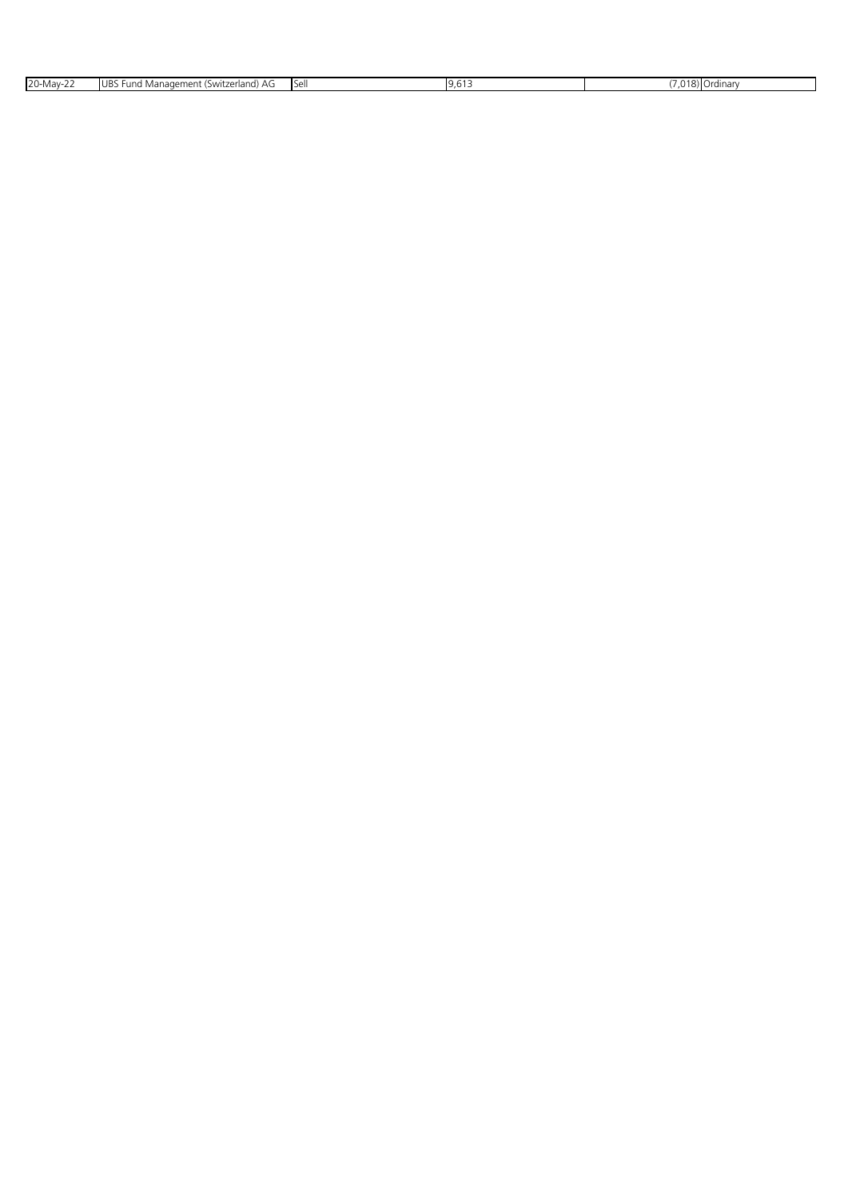| | | | | | |
|---|---|---|---|---|---|
| 20-May-22 | UBS Fund Management (Switzerland) AG | Sell | 9,613 | (7,018) | Ordinary |